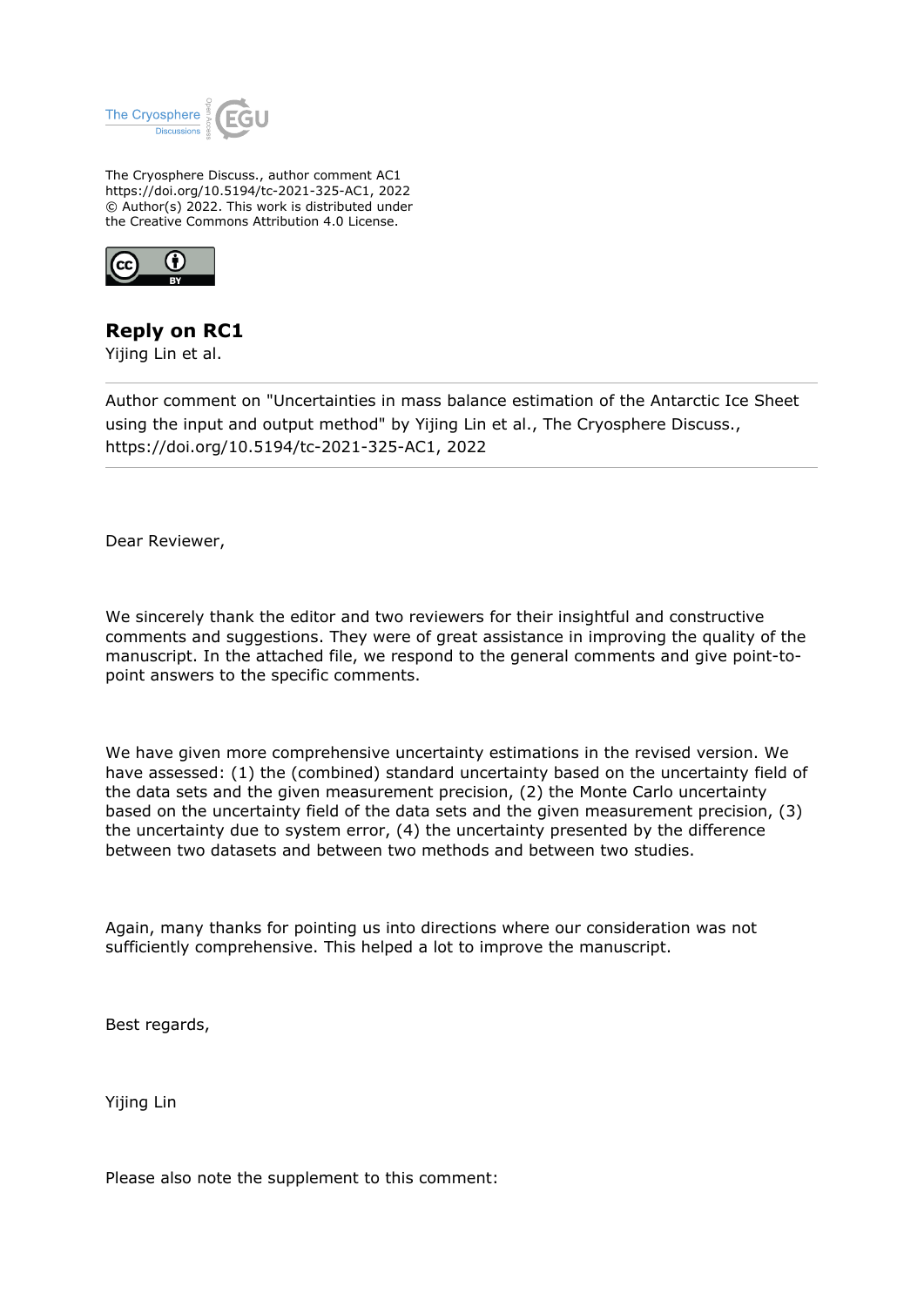The Cryosphere Discuss., author comment AC1
https://doi.org/10.5194/tc-2021-325-AC1, 2022
© Author(s) 2022. This work is distributed under
the Creative Commons Attribution 4.0 License.

# Reply on RC1

Yijing Lin et al.

---

Author comment on "Uncertainties in mass balance estimation of the Antarctic Ice Sheet using the input and output method" by Yijing Lin et al., The Cryosphere Discuss., https://doi.org/10.5194/tc-2021-325-AC1, 2022

---

Dear Reviewer,

We sincerely thank the editor and two reviewers for their insightful and constructive comments and suggestions. They were of great assistance in improving the quality of the manuscript. In the attached file, we respond to the general comments and give point-to-point answers to the specific comments.

We have given more comprehensive uncertainty estimations in the revised version. We have assessed: (1) the (combined) standard uncertainty based on the uncertainty field of the data sets and the given measurement precision, (2) the Monte Carlo uncertainty based on the uncertainty field of the data sets and the given measurement precision, (3) the uncertainty due to system error, (4) the uncertainty presented by the difference between two datasets and between two methods and between two studies.

Again, many thanks for pointing us into directions where our consideration was not sufficiently comprehensive. This helped a lot to improve the manuscript.

Best regards,

Yijing Lin

Please also note the supplement to this comment: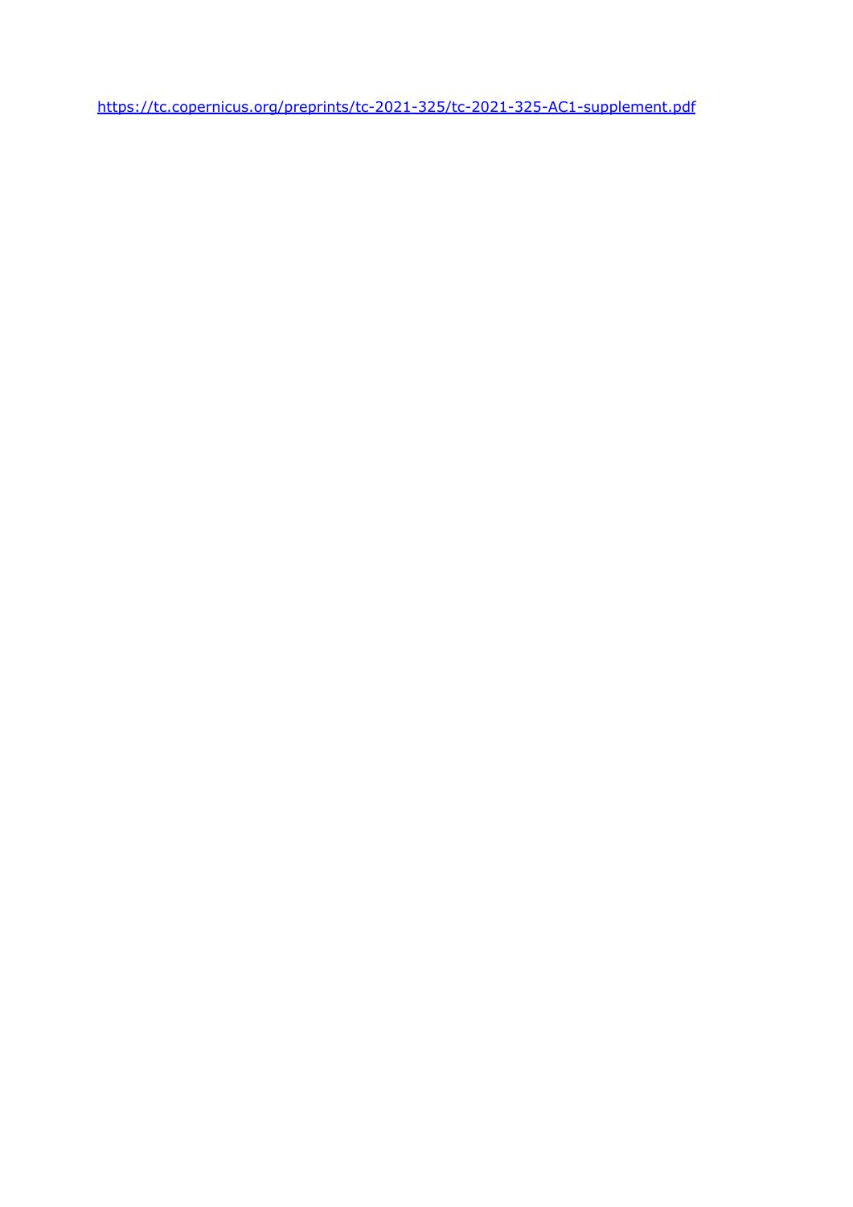https://tc.copernicus.org/preprints/tc-2021-325/tc-2021-325-AC1-supplement.pdf